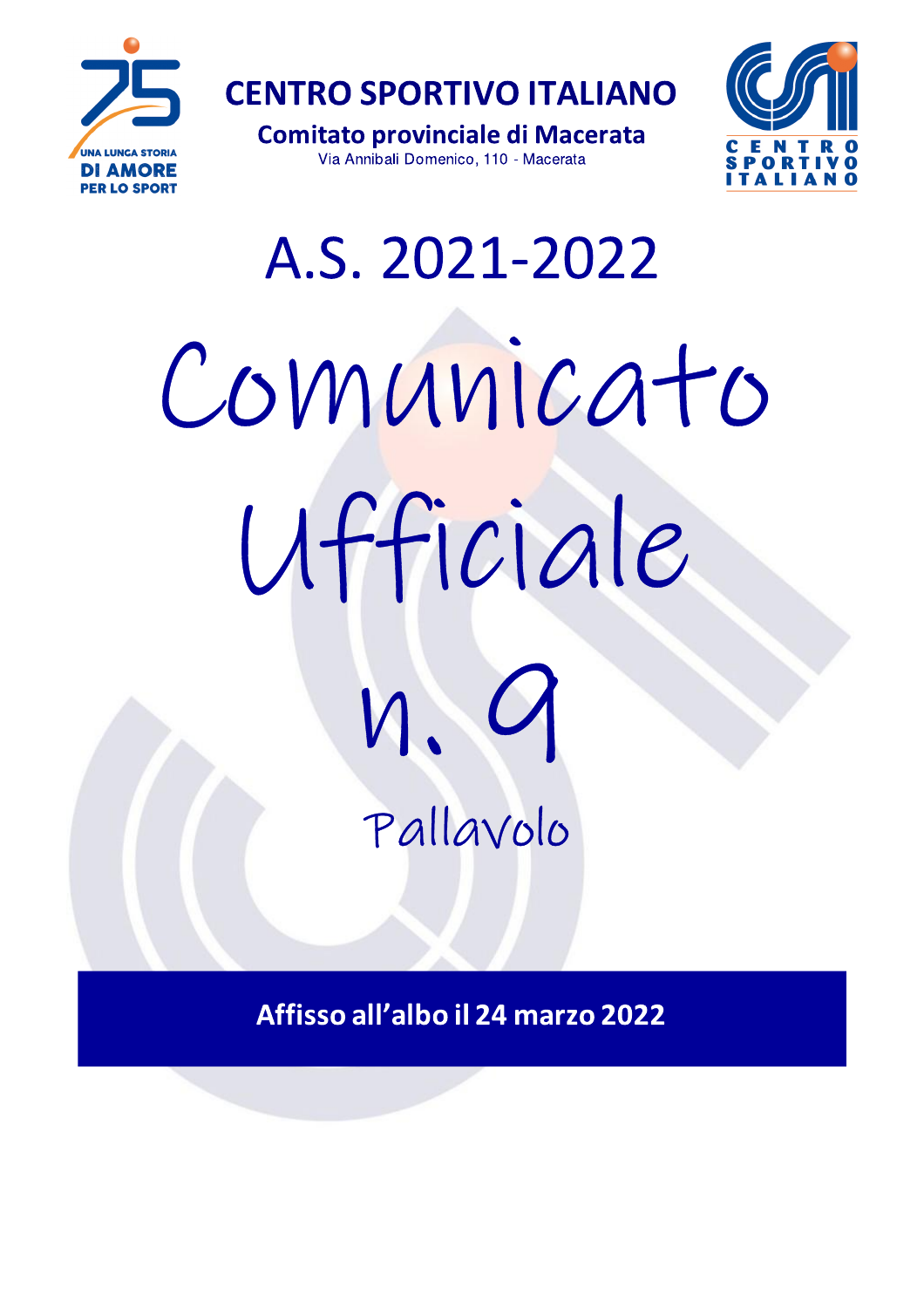# CENTRO SPORTIVO ITALIANO

## Comitato provinciale di Macerata

Via Annibali Domenico, 110 - Macerata

# A.S. 2021-2022

# Comunicato Ufficiale n. 9

## Pallavolo

**Affisso all'albo il 24 marzo 2022**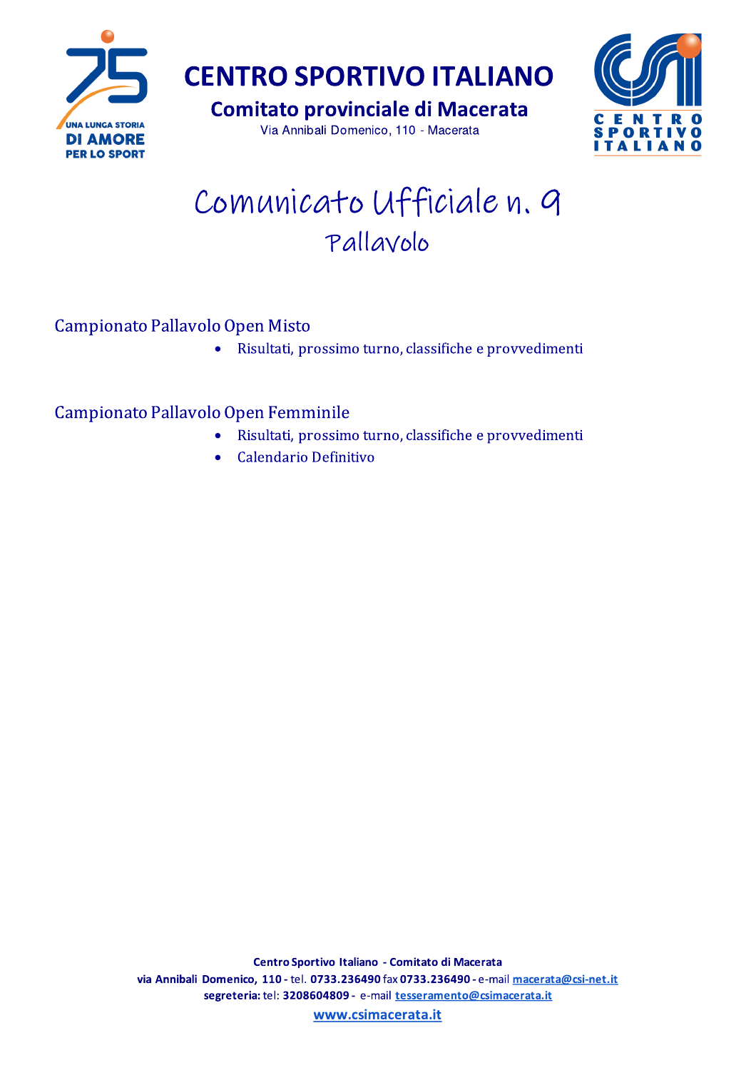# CENTRO SPORTIVO ITALIANO

## Comitato provinciale di Macerata

Via Annibali Domenico, 110 - Macerata

# Comunicato Ufficiale n. 9

## Pallavolo

### Campionato Pallavolo Open Misto

- Risultati, prossimo turno, classifiche e provvedimenti

### Campionato Pallavolo Open Femminile

- Risultati, prossimo turno, classifiche e provvedimenti
- Calendario Definitivo

**Centro Sportivo Italiano - Comitato di Macerata**
**via Annibali Domenico, 110 -** tel. **0733.236490** fax **0733.236490 -** e-mail macerata@csi-net.it
**segreteria:** tel: **3208604809 -** e-mail tesseramento@csimacerata.it
www.csimacerata.it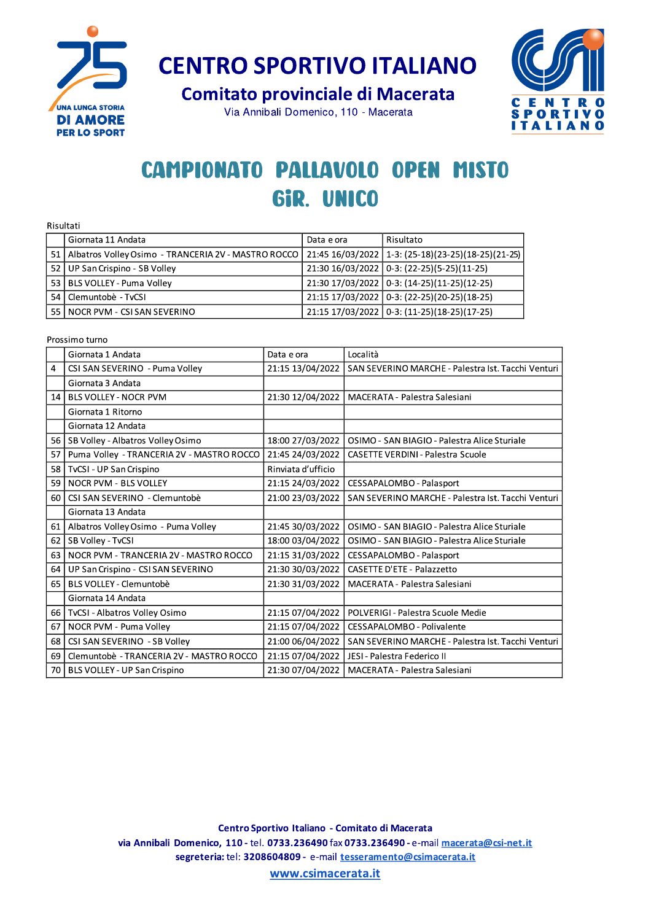# CENTRO SPORTIVO ITALIANO

## Comitato provinciale di Macerata

Via Annibali Domenico, 110 - Macerata

# CAMPIONATO PALLAVOLO OPEN MISTO
# GiR. UNICO

Risultati

| | Giornata 11 Andata | Data e ora | Risultato |
|---|---|---|---|
| 51 | Albatros Volley Osimo - TRANCERIA 2V - MASTRO ROCCO | 21:45 16/03/2022 | 1-3: (25-18)(23-25)(18-25)(21-25) |
| 52 | UP San Crispino - SB Volley | 21:30 16/03/2022 | 0-3: (22-25)(5-25)(11-25) |
| 53 | BLS VOLLEY - Puma Volley | 21:30 17/03/2022 | 0-3: (14-25)(11-25)(12-25) |
| 54 | Clemuntobè - TvCSI | 21:15 17/03/2022 | 0-3: (22-25)(20-25)(18-25) |
| 55 | NOCR PVM - CSI SAN SEVERINO | 21:15 17/03/2022 | 0-3: (11-25)(18-25)(17-25) |

Prossimo turno

| | Giornata 1 Andata | Data e ora | Località |
|---|---|---|---|
| 4 | CSI SAN SEVERINO - Puma Volley | 21:15 13/04/2022 | SAN SEVERINO MARCHE - Palestra Ist. Tacchi Venturi |
| | Giornata 3 Andata | | |
| 14 | BLS VOLLEY - NOCR PVM | 21:30 12/04/2022 | MACERATA - Palestra Salesiani |
| | Giornata 1 Ritorno | | |
| | Giornata 12 Andata | | |
| 56 | SB Volley - Albatros Volley Osimo | 18:00 27/03/2022 | OSIMO - SAN BIAGIO - Palestra Alice Sturiale |
| 57 | Puma Volley - TRANCERIA 2V - MASTRO ROCCO | 21:45 24/03/2022 | CASETTE VERDINI - Palestra Scuole |
| 58 | TvCSI - UP San Crispino | Rinviata d'ufficio | |
| 59 | NOCR PVM - BLS VOLLEY | 21:15 24/03/2022 | CESSAPALOMBO - Palasport |
| 60 | CSI SAN SEVERINO - Clemuntobè | 21:00 23/03/2022 | SAN SEVERINO MARCHE - Palestra Ist. Tacchi Venturi |
| | Giornata 13 Andata | | |
| 61 | Albatros Volley Osimo - Puma Volley | 21:45 30/03/2022 | OSIMO - SAN BIAGIO - Palestra Alice Sturiale |
| 62 | SB Volley - TvCSI | 18:00 03/04/2022 | OSIMO - SAN BIAGIO - Palestra Alice Sturiale |
| 63 | NOCR PVM - TRANCERIA 2V - MASTRO ROCCO | 21:15 31/03/2022 | CESSAPALOMBO - Palasport |
| 64 | UP San Crispino - CSI SAN SEVERINO | 21:30 30/03/2022 | CASETTE D'ETE - Palazzetto |
| 65 | BLS VOLLEY - Clemuntobè | 21:30 31/03/2022 | MACERATA - Palestra Salesiani |
| | Giornata 14 Andata | | |
| 66 | TvCSI - Albatros Volley Osimo | 21:15 07/04/2022 | POLVERIGI - Palestra Scuole Medie |
| 67 | NOCR PVM - Puma Volley | 21:15 07/04/2022 | CESSAPALOMBO - Polivalente |
| 68 | CSI SAN SEVERINO - SB Volley | 21:00 06/04/2022 | SAN SEVERINO MARCHE - Palestra Ist. Tacchi Venturi |
| 69 | Clemuntobè - TRANCERIA 2V - MASTRO ROCCO | 21:15 07/04/2022 | JESI - Palestra Federico II |
| 70 | BLS VOLLEY - UP San Crispino | 21:30 07/04/2022 | MACERATA - Palestra Salesiani |

**Centro Sportivo Italiano - Comitato di Macerata**
**via Annibali Domenico, 110** - tel. **0733.236490** fax **0733.236490** - e-mail macerata@csi-net.it
**segreteria:** tel: **3208604809** - e-mail tesseramento@csimacerata.it
**www.csimacerata.it**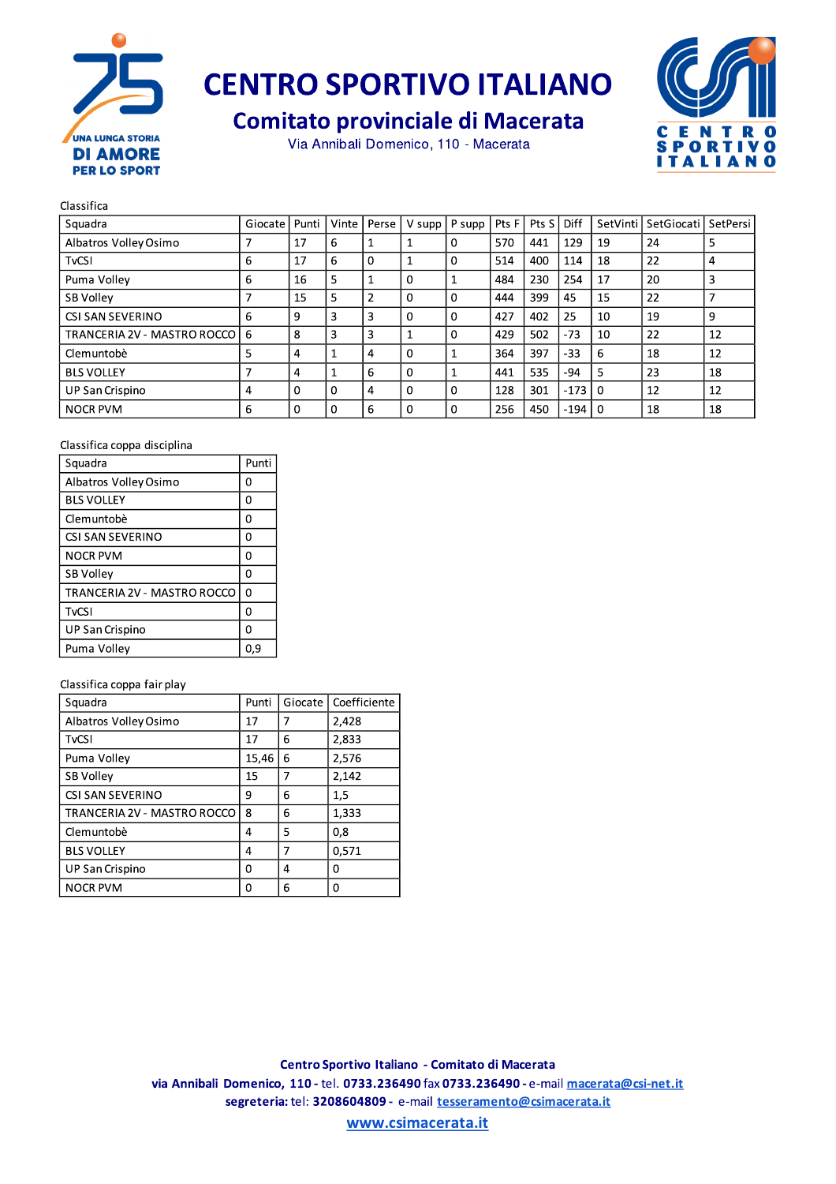# CENTRO SPORTIVO ITALIANO

## Comitato provinciale di Macerata

Via Annibali Domenico, 110 - Macerata

Classifica

| Squadra | Giocate | Punti | Vinte | Perse | V supp | P supp | Pts F | Pts S | Diff | SetVinti | SetGiocati | SetPersi |
|---|---|---|---|---|---|---|---|---|---|---|---|---|
| Albatros Volley Osimo | 7 | 17 | 6 | 1 | 1 | 0 | 570 | 441 | 129 | 19 | 24 | 5 |
| TvCSI | 6 | 17 | 6 | 0 | 1 | 0 | 514 | 400 | 114 | 18 | 22 | 4 |
| Puma Volley | 6 | 16 | 5 | 1 | 0 | 1 | 484 | 230 | 254 | 17 | 20 | 3 |
| SB Volley | 7 | 15 | 5 | 2 | 0 | 0 | 444 | 399 | 45 | 15 | 22 | 7 |
| CSI SAN SEVERINO | 6 | 9 | 3 | 3 | 0 | 0 | 427 | 402 | 25 | 10 | 19 | 9 |
| TRANCERIA 2V - MASTRO ROCCO | 6 | 8 | 3 | 3 | 1 | 0 | 429 | 502 | -73 | 10 | 22 | 12 |
| Clemuntobè | 5 | 4 | 1 | 4 | 0 | 1 | 364 | 397 | -33 | 6 | 18 | 12 |
| BLS VOLLEY | 7 | 4 | 1 | 6 | 0 | 1 | 441 | 535 | -94 | 5 | 23 | 18 |
| UP San Crispino | 4 | 0 | 0 | 4 | 0 | 0 | 128 | 301 | -173 | 0 | 12 | 12 |
| NOCR PVM | 6 | 0 | 0 | 6 | 0 | 0 | 256 | 450 | -194 | 0 | 18 | 18 |

Classifica coppa disciplina

| Squadra | Punti |
|---|---|
| Albatros Volley Osimo | 0 |
| BLS VOLLEY | 0 |
| Clemuntobè | 0 |
| CSI SAN SEVERINO | 0 |
| NOCR PVM | 0 |
| SB Volley | 0 |
| TRANCERIA 2V - MASTRO ROCCO | 0 |
| TvCSI | 0 |
| UP San Crispino | 0 |
| Puma Volley | 0,9 |

Classifica coppa fair play

| Squadra | Punti | Giocate | Coefficiente |
|---|---|---|---|
| Albatros Volley Osimo | 17 | 7 | 2,428 |
| TvCSI | 17 | 6 | 2,833 |
| Puma Volley | 15,46 | 6 | 2,576 |
| SB Volley | 15 | 7 | 2,142 |
| CSI SAN SEVERINO | 9 | 6 | 1,5 |
| TRANCERIA 2V - MASTRO ROCCO | 8 | 6 | 1,333 |
| Clemuntobè | 4 | 5 | 0,8 |
| BLS VOLLEY | 4 | 7 | 0,571 |
| UP San Crispino | 0 | 4 | 0 |
| NOCR PVM | 0 | 6 | 0 |

**Centro Sportivo Italiano - Comitato di Macerata**
**via Annibali Domenico, 110** - tel. **0733.236490** fax **0733.236490** - e-mail macerata@csi-net.it
**segreteria:** tel: **3208604809** - e-mail tesseramento@csimacerata.it
www.csimacerata.it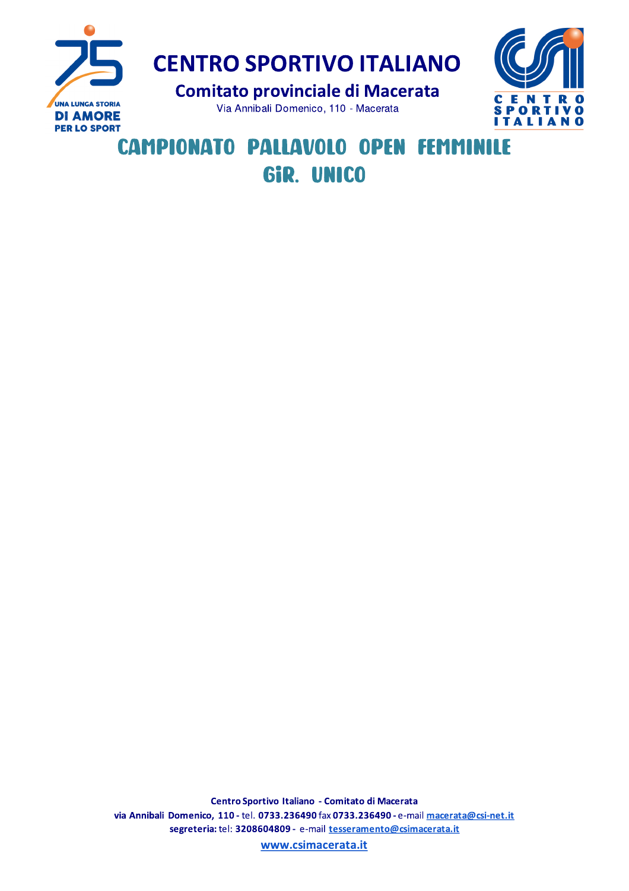# CENTRO SPORTIVO ITALIANO

## Comitato provinciale di Macerata

Via Annibali Domenico, 110 - Macerata

## CAMPIONATO PALLAVOLO OPEN FEMMINILE

## GIR. UNICO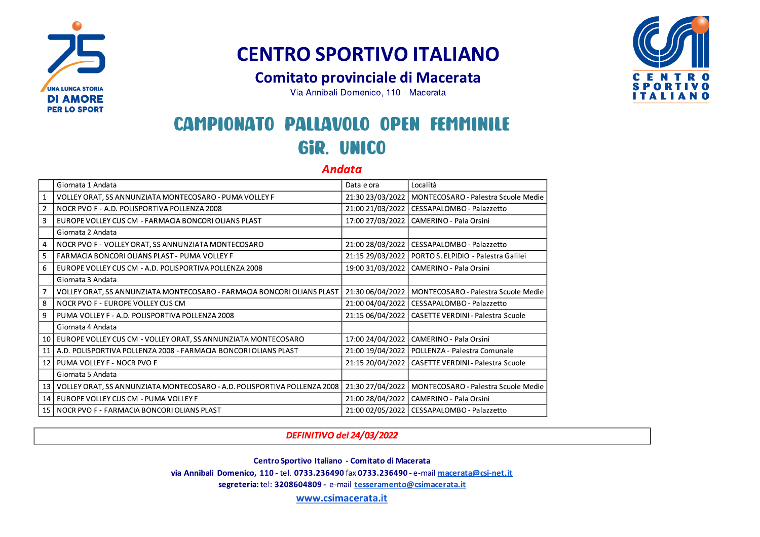# CENTRO SPORTIVO ITALIANO

## Comitato provinciale di Macerata

Via Annibali Domenico, 110 - Macerata

# CAMPIONATO PALLAVOLO OPEN FEMMINILE

# GiR. UNICO

### *Andata*

| | Giornata 1 Andata | Data e ora | Località |
|---|---|---|---|
| 1 | VOLLEY ORAT, SS ANNUNZIATA MONTECOSARO - PUMA VOLLEY F | 21:30 23/03/2022 | MONTECOSARO - Palestra Scuole Medie |
| 2 | NOCR PVO F - A.D. POLISPORTIVA POLLENZA 2008 | 21:00 21/03/2022 | CESSAPALOMBO - Palazzetto |
| 3 | EUROPE VOLLEY CUS CM - FARMACIA BONCORI OLIANS PLAST | 17:00 27/03/2022 | CAMERINO - Pala Orsini |
| | Giornata 2 Andata | | |
| 4 | NOCR PVO F - VOLLEY ORAT, SS ANNUNZIATA MONTECOSARO | 21:00 28/03/2022 | CESSAPALOMBO - Palazzetto |
| 5 | FARMACIA BONCORI OLIANS PLAST - PUMA VOLLEY F | 21:15 29/03/2022 | PORTO S. ELPIDIO - Palestra Galilei |
| 6 | EUROPE VOLLEY CUS CM - A.D. POLISPORTIVA POLLENZA 2008 | 19:00 31/03/2022 | CAMERINO - Pala Orsini |
| | Giornata 3 Andata | | |
| 7 | VOLLEY ORAT, SS ANNUNZIATA MONTECOSARO - FARMACIA BONCORI OLIANS PLAST | 21:30 06/04/2022 | MONTECOSARO - Palestra Scuole Medie |
| 8 | NOCR PVO F - EUROPE VOLLEY CUS CM | 21:00 04/04/2022 | CESSAPALOMBO - Palazzetto |
| 9 | PUMA VOLLEY F - A.D. POLISPORTIVA POLLENZA 2008 | 21:15 06/04/2022 | CASETTE VERDINI - Palestra Scuole |
| | Giornata 4 Andata | | |
| 10 | EUROPE VOLLEY CUS CM - VOLLEY ORAT, SS ANNUNZIATA MONTECOSARO | 17:00 24/04/2022 | CAMERINO - Pala Orsini |
| 11 | A.D. POLISPORTIVA POLLENZA 2008 - FARMACIA BONCORI OLIANS PLAST | 21:00 19/04/2022 | POLLENZA - Palestra Comunale |
| 12 | PUMA VOLLEY F - NOCR PVO F | 21:15 20/04/2022 | CASETTE VERDINI - Palestra Scuole |
| | Giornata 5 Andata | | |
| 13 | VOLLEY ORAT, SS ANNUNZIATA MONTECOSARO - A.D. POLISPORTIVA POLLENZA 2008 | 21:30 27/04/2022 | MONTECOSARO - Palestra Scuole Medie |
| 14 | EUROPE VOLLEY CUS CM - PUMA VOLLEY F | 21:00 28/04/2022 | CAMERINO - Pala Orsini |
| 15 | NOCR PVO F - FARMACIA BONCORI OLIANS PLAST | 21:00 02/05/2022 | CESSAPALOMBO - Palazzetto |

***DEFINITIVO del 24/03/2022***

**Centro Sportivo Italiano - Comitato di Macerata**

**via Annibali Domenico, 110** - tel. **0733.236490** fax **0733.236490** - e-mail macerata@csi-net.it

**segreteria:** tel: **3208604809** - e-mail tesseramento@csimacerata.it

www.csimacerata.it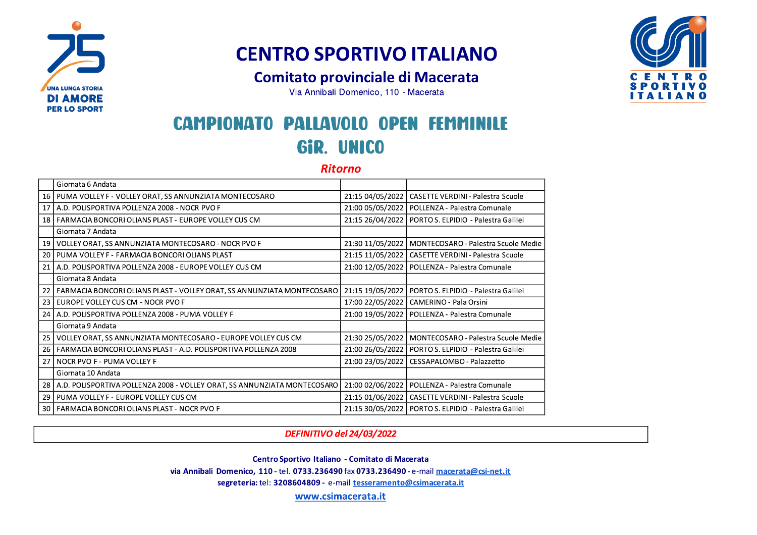# CENTRO SPORTIVO ITALIANO

## Comitato provinciale di Macerata

Via Annibali Domenico, 110 - Macerata

# CAMPIONATO PALLAVOLO OPEN FEMMINILE
# GiR. UNICO

*Ritorno*

| | | | |
|---|---|---|---|
| | Giornata 6 Andata | | |
| 16 | PUMA VOLLEY F - VOLLEY ORAT, SS ANNUNZIATA MONTECOSARO | 21:15 04/05/2022 | CASETTE VERDINI - Palestra Scuole |
| 17 | A.D. POLISPORTIVA POLLENZA 2008 - NOCR PVO F | 21:00 05/05/2022 | POLLENZA - Palestra Comunale |
| 18 | FARMACIA BONCORI OLIANS PLAST - EUROPE VOLLEY CUS CM | 21:15 26/04/2022 | PORTO S. ELPIDIO - Palestra Galilei |
| | Giornata 7 Andata | | |
| 19 | VOLLEY ORAT, SS ANNUNZIATA MONTECOSARO - NOCR PVO F | 21:30 11/05/2022 | MONTECOSARO - Palestra Scuole Medie |
| 20 | PUMA VOLLEY F - FARMACIA BONCORI OLIANS PLAST | 21:15 11/05/2022 | CASETTE VERDINI - Palestra Scuole |
| 21 | A.D. POLISPORTIVA POLLENZA 2008 - EUROPE VOLLEY CUS CM | 21:00 12/05/2022 | POLLENZA - Palestra Comunale |
| | Giornata 8 Andata | | |
| 22 | FARMACIA BONCORI OLIANS PLAST - VOLLEY ORAT, SS ANNUNZIATA MONTECOSARO | 21:15 19/05/2022 | PORTO S. ELPIDIO - Palestra Galilei |
| 23 | EUROPE VOLLEY CUS CM - NOCR PVO F | 17:00 22/05/2022 | CAMERINO - Pala Orsini |
| 24 | A.D. POLISPORTIVA POLLENZA 2008 - PUMA VOLLEY F | 21:00 19/05/2022 | POLLENZA - Palestra Comunale |
| | Giornata 9 Andata | | |
| 25 | VOLLEY ORAT, SS ANNUNZIATA MONTECOSARO - EUROPE VOLLEY CUS CM | 21:30 25/05/2022 | MONTECOSARO - Palestra Scuole Medie |
| 26 | FARMACIA BONCORI OLIANS PLAST - A.D. POLISPORTIVA POLLENZA 2008 | 21:00 26/05/2022 | PORTO S. ELPIDIO - Palestra Galilei |
| 27 | NOCR PVO F - PUMA VOLLEY F | 21:00 23/05/2022 | CESSAPALOMBO - Palazzetto |
| | Giornata 10 Andata | | |
| 28 | A.D. POLISPORTIVA POLLENZA 2008 - VOLLEY ORAT, SS ANNUNZIATA MONTECOSARO | 21:00 02/06/2022 | POLLENZA - Palestra Comunale |
| 29 | PUMA VOLLEY F - EUROPE VOLLEY CUS CM | 21:15 01/06/2022 | CASETTE VERDINI - Palestra Scuole |
| 30 | FARMACIA BONCORI OLIANS PLAST - NOCR PVO F | 21:15 30/05/2022 | PORTO S. ELPIDIO - Palestra Galilei |

***DEFINITIVO del 24/03/2022***

**Centro Sportivo Italiano - Comitato di Macerata**

**via Annibali Domenico, 110** - tel. **0733.236490** fax **0733.236490** - e-mail macerata@csi-net.it

**segreteria:** tel: **3208604809** - e-mail tesseramento@csimacerata.it

**www.csimacerata.it**